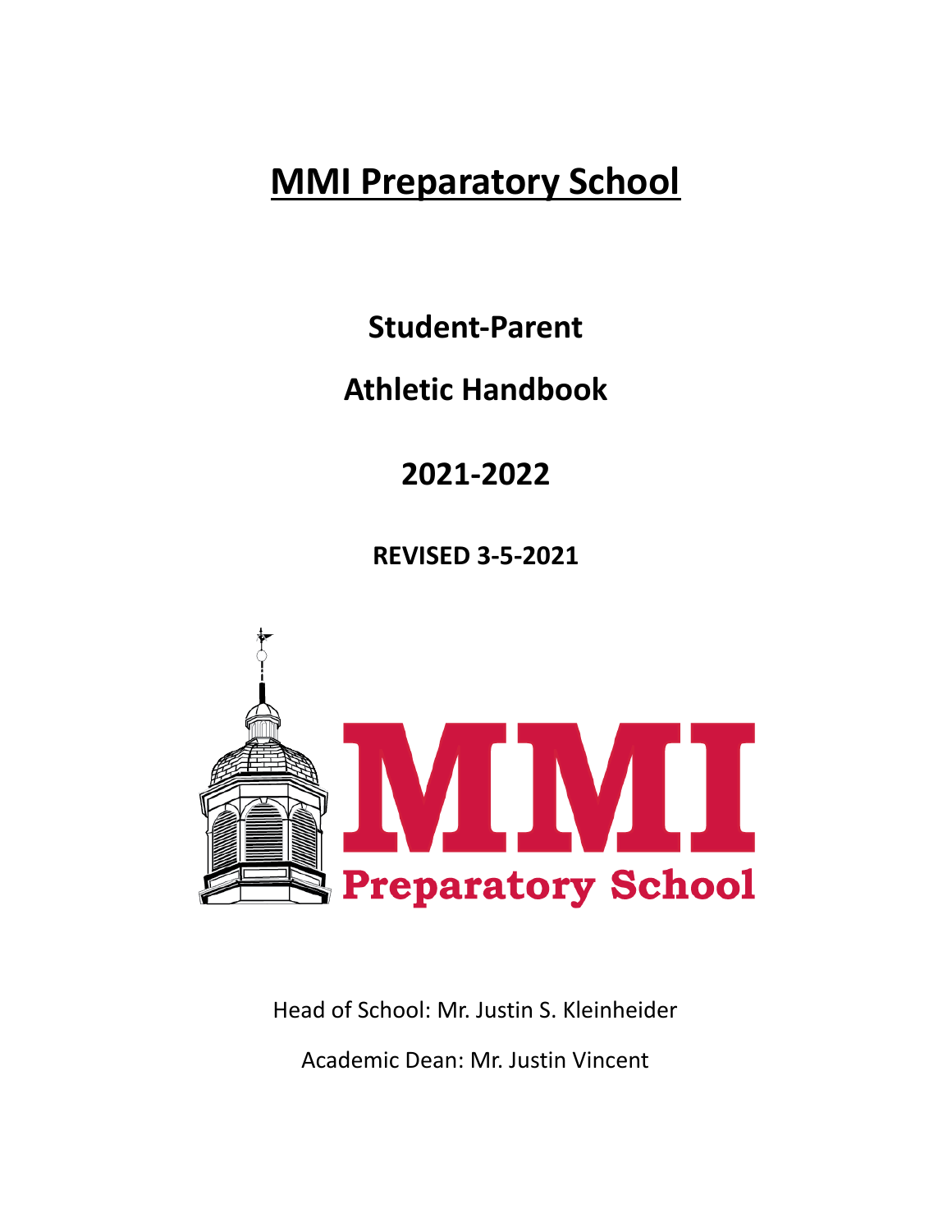# MMI Preparatory School

**Student-Parent**

**Athletic Handbook**

**2021-2022**

**REVISED 3-5-2021**

Head of School: Mr. Justin S. Kleinheider

Academic Dean: Mr. Justin Vincent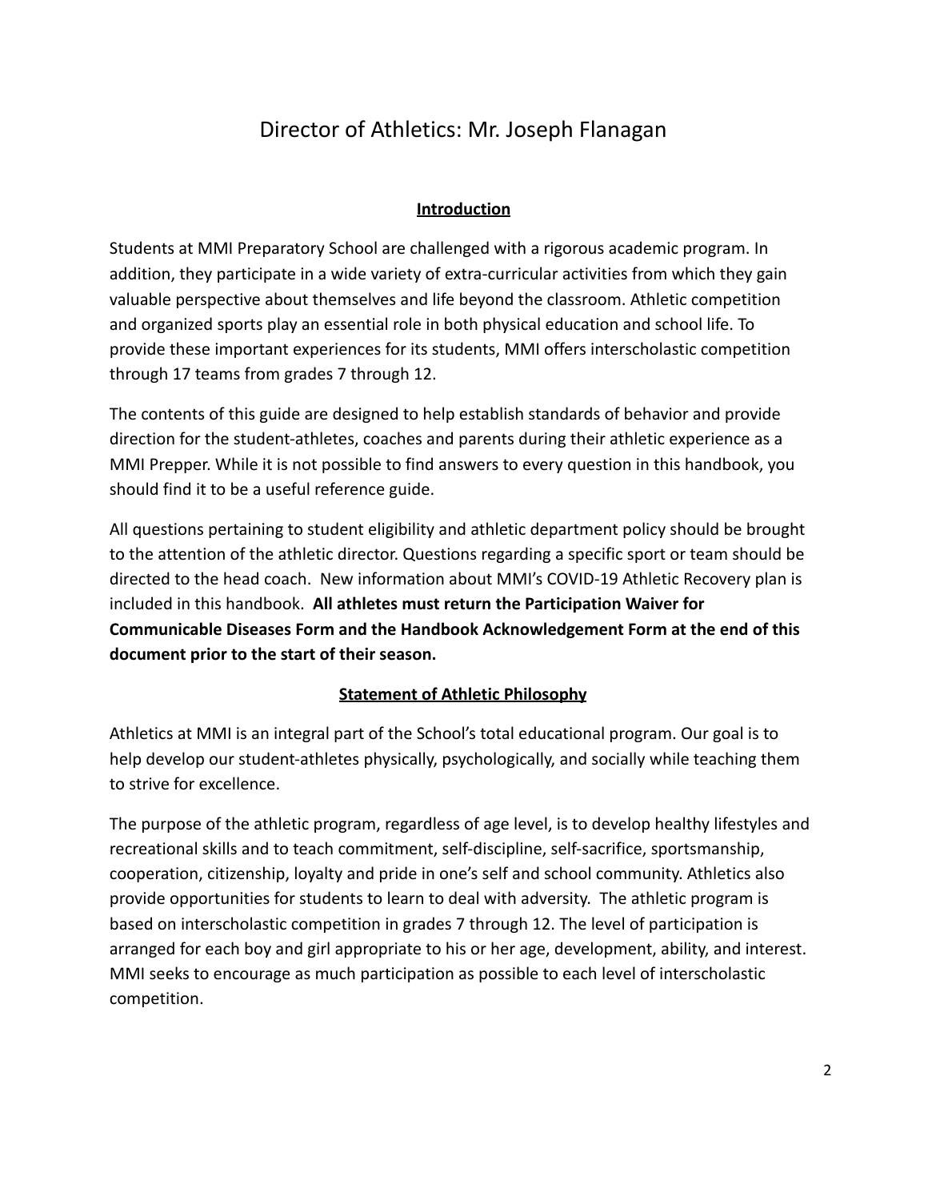# Director of Athletics: Mr. Joseph Flanagan

## Introduction

Students at MMI Preparatory School are challenged with a rigorous academic program. In addition, they participate in a wide variety of extra-curricular activities from which they gain valuable perspective about themselves and life beyond the classroom. Athletic competition and organized sports play an essential role in both physical education and school life. To provide these important experiences for its students, MMI offers interscholastic competition through 17 teams from grades 7 through 12.

The contents of this guide are designed to help establish standards of behavior and provide direction for the student-athletes, coaches and parents during their athletic experience as a MMI Prepper. While it is not possible to find answers to every question in this handbook, you should find it to be a useful reference guide.

All questions pertaining to student eligibility and athletic department policy should be brought to the attention of the athletic director. Questions regarding a specific sport or team should be directed to the head coach. New information about MMI's COVID-19 Athletic Recovery plan is included in this handbook. **All athletes must return the Participation Waiver for Communicable Diseases Form and the Handbook Acknowledgement Form at the end of this document prior to the start of their season.**

## Statement of Athletic Philosophy

Athletics at MMI is an integral part of the School's total educational program. Our goal is to help develop our student-athletes physically, psychologically, and socially while teaching them to strive for excellence.

The purpose of the athletic program, regardless of age level, is to develop healthy lifestyles and recreational skills and to teach commitment, self-discipline, self-sacrifice, sportsmanship, cooperation, citizenship, loyalty and pride in one's self and school community. Athletics also provide opportunities for students to learn to deal with adversity. The athletic program is based on interscholastic competition in grades 7 through 12. The level of participation is arranged for each boy and girl appropriate to his or her age, development, ability, and interest. MMI seeks to encourage as much participation as possible to each level of interscholastic competition.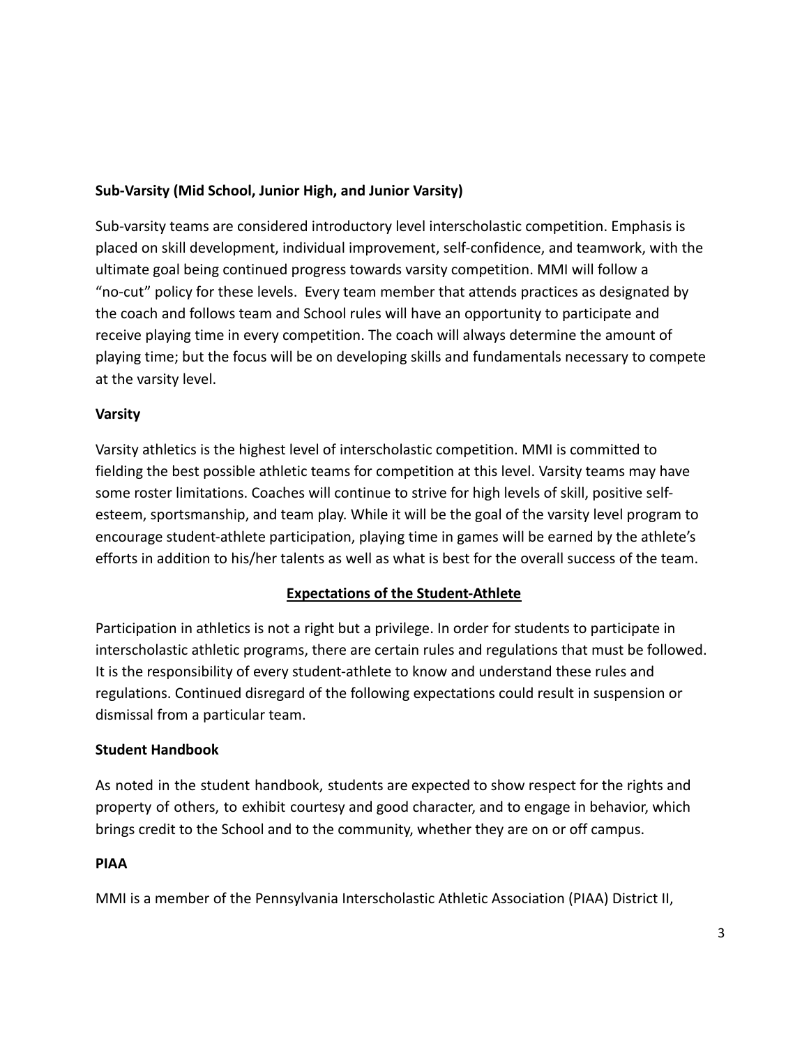**Sub-Varsity (Mid School, Junior High, and Junior Varsity)**

Sub-varsity teams are considered introductory level interscholastic competition. Emphasis is placed on skill development, individual improvement, self-confidence, and teamwork, with the ultimate goal being continued progress towards varsity competition. MMI will follow a "no-cut" policy for these levels. Every team member that attends practices as designated by the coach and follows team and School rules will have an opportunity to participate and receive playing time in every competition. The coach will always determine the amount of playing time; but the focus will be on developing skills and fundamentals necessary to compete at the varsity level.

**Varsity**

Varsity athletics is the highest level of interscholastic competition. MMI is committed to fielding the best possible athletic teams for competition at this level. Varsity teams may have some roster limitations. Coaches will continue to strive for high levels of skill, positive self-esteem, sportsmanship, and team play. While it will be the goal of the varsity level program to encourage student-athlete participation, playing time in games will be earned by the athlete's efforts in addition to his/her talents as well as what is best for the overall success of the team.

## Expectations of the Student-Athlete

Participation in athletics is not a right but a privilege. In order for students to participate in interscholastic athletic programs, there are certain rules and regulations that must be followed. It is the responsibility of every student-athlete to know and understand these rules and regulations. Continued disregard of the following expectations could result in suspension or dismissal from a particular team.

**Student Handbook**

As noted in the student handbook, students are expected to show respect for the rights and property of others, to exhibit courtesy and good character, and to engage in behavior, which brings credit to the School and to the community, whether they are on or off campus.

**PIAA**

MMI is a member of the Pennsylvania Interscholastic Athletic Association (PIAA) District II,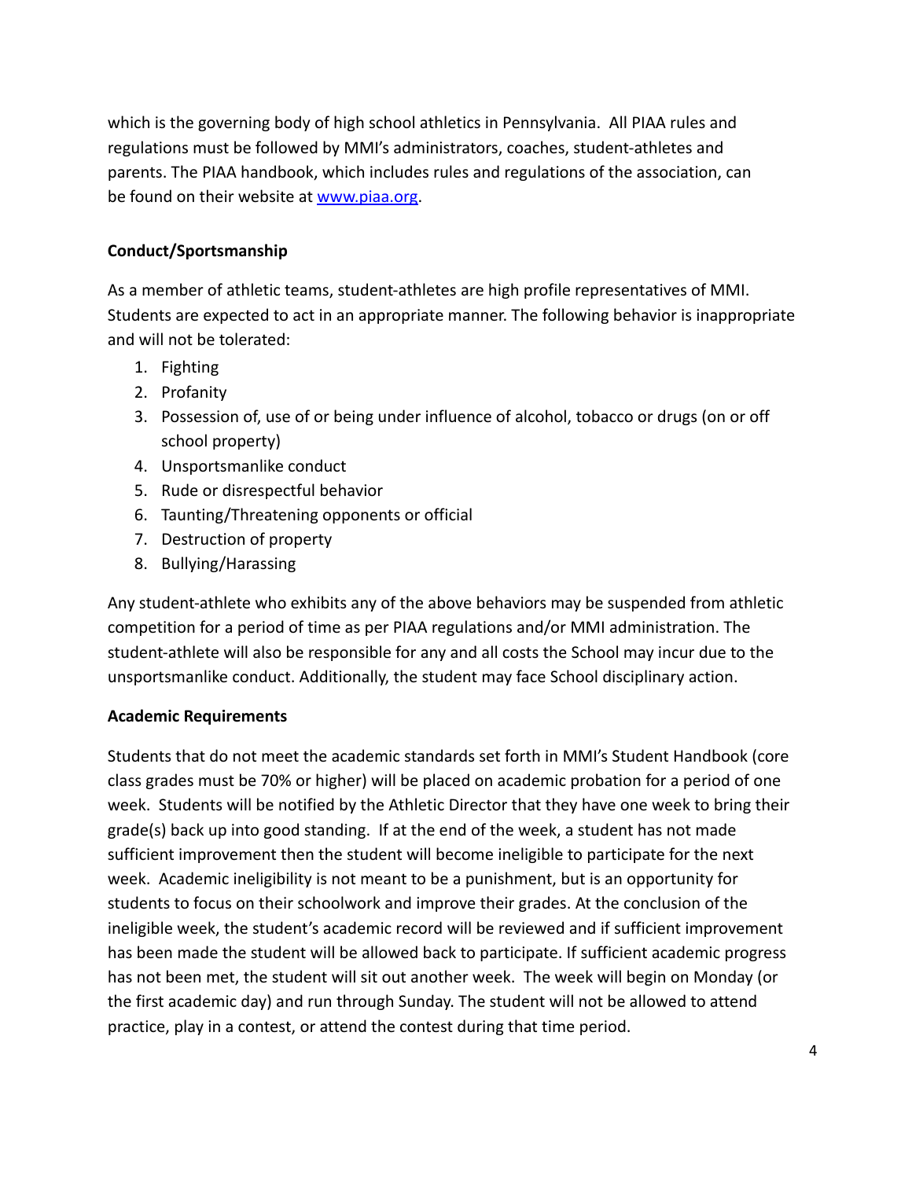which is the governing body of high school athletics in Pennsylvania. All PIAA rules and regulations must be followed by MMI's administrators, coaches, student-athletes and parents. The PIAA handbook, which includes rules and regulations of the association, can be found on their website at [www.piaa.org](www.piaa.org).

**Conduct/Sportsmanship**

As a member of athletic teams, student-athletes are high profile representatives of MMI. Students are expected to act in an appropriate manner. The following behavior is inappropriate and will not be tolerated:

1. Fighting
2. Profanity
3. Possession of, use of or being under influence of alcohol, tobacco or drugs (on or off school property)
4. Unsportsmanlike conduct
5. Rude or disrespectful behavior
6. Taunting/Threatening opponents or official
7. Destruction of property
8. Bullying/Harassing

Any student-athlete who exhibits any of the above behaviors may be suspended from athletic competition for a period of time as per PIAA regulations and/or MMI administration. The student-athlete will also be responsible for any and all costs the School may incur due to the unsportsmanlike conduct. Additionally, the student may face School disciplinary action.

**Academic Requirements**

Students that do not meet the academic standards set forth in MMI's Student Handbook (core class grades must be 70% or higher) will be placed on academic probation for a period of one week. Students will be notified by the Athletic Director that they have one week to bring their grade(s) back up into good standing. If at the end of the week, a student has not made sufficient improvement then the student will become ineligible to participate for the next week. Academic ineligibility is not meant to be a punishment, but is an opportunity for students to focus on their schoolwork and improve their grades. At the conclusion of the ineligible week, the student's academic record will be reviewed and if sufficient improvement has been made the student will be allowed back to participate. If sufficient academic progress has not been met, the student will sit out another week. The week will begin on Monday (or the first academic day) and run through Sunday. The student will not be allowed to attend practice, play in a contest, or attend the contest during that time period.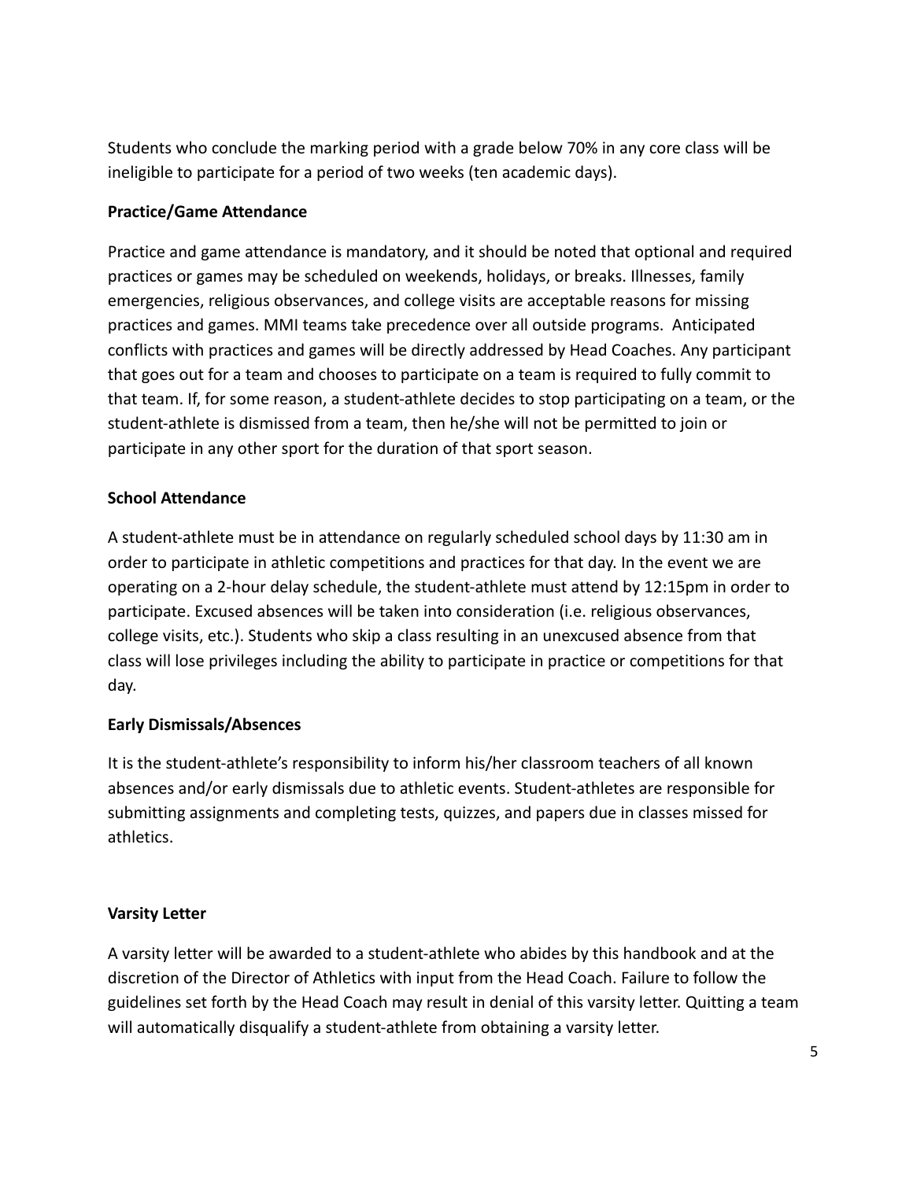Students who conclude the marking period with a grade below 70% in any core class will be ineligible to participate for a period of two weeks (ten academic days).

**Practice/Game Attendance**

Practice and game attendance is mandatory, and it should be noted that optional and required practices or games may be scheduled on weekends, holidays, or breaks. Illnesses, family emergencies, religious observances, and college visits are acceptable reasons for missing practices and games. MMI teams take precedence over all outside programs. Anticipated conflicts with practices and games will be directly addressed by Head Coaches. Any participant that goes out for a team and chooses to participate on a team is required to fully commit to that team. If, for some reason, a student-athlete decides to stop participating on a team, or the student-athlete is dismissed from a team, then he/she will not be permitted to join or participate in any other sport for the duration of that sport season.

**School Attendance**

A student-athlete must be in attendance on regularly scheduled school days by 11:30 am in order to participate in athletic competitions and practices for that day. In the event we are operating on a 2-hour delay schedule, the student-athlete must attend by 12:15pm in order to participate. Excused absences will be taken into consideration (i.e. religious observances, college visits, etc.). Students who skip a class resulting in an unexcused absence from that class will lose privileges including the ability to participate in practice or competitions for that day.

**Early Dismissals/Absences**

It is the student-athlete's responsibility to inform his/her classroom teachers of all known absences and/or early dismissals due to athletic events. Student-athletes are responsible for submitting assignments and completing tests, quizzes, and papers due in classes missed for athletics.

**Varsity Letter**

A varsity letter will be awarded to a student-athlete who abides by this handbook and at the discretion of the Director of Athletics with input from the Head Coach. Failure to follow the guidelines set forth by the Head Coach may result in denial of this varsity letter. Quitting a team will automatically disqualify a student-athlete from obtaining a varsity letter.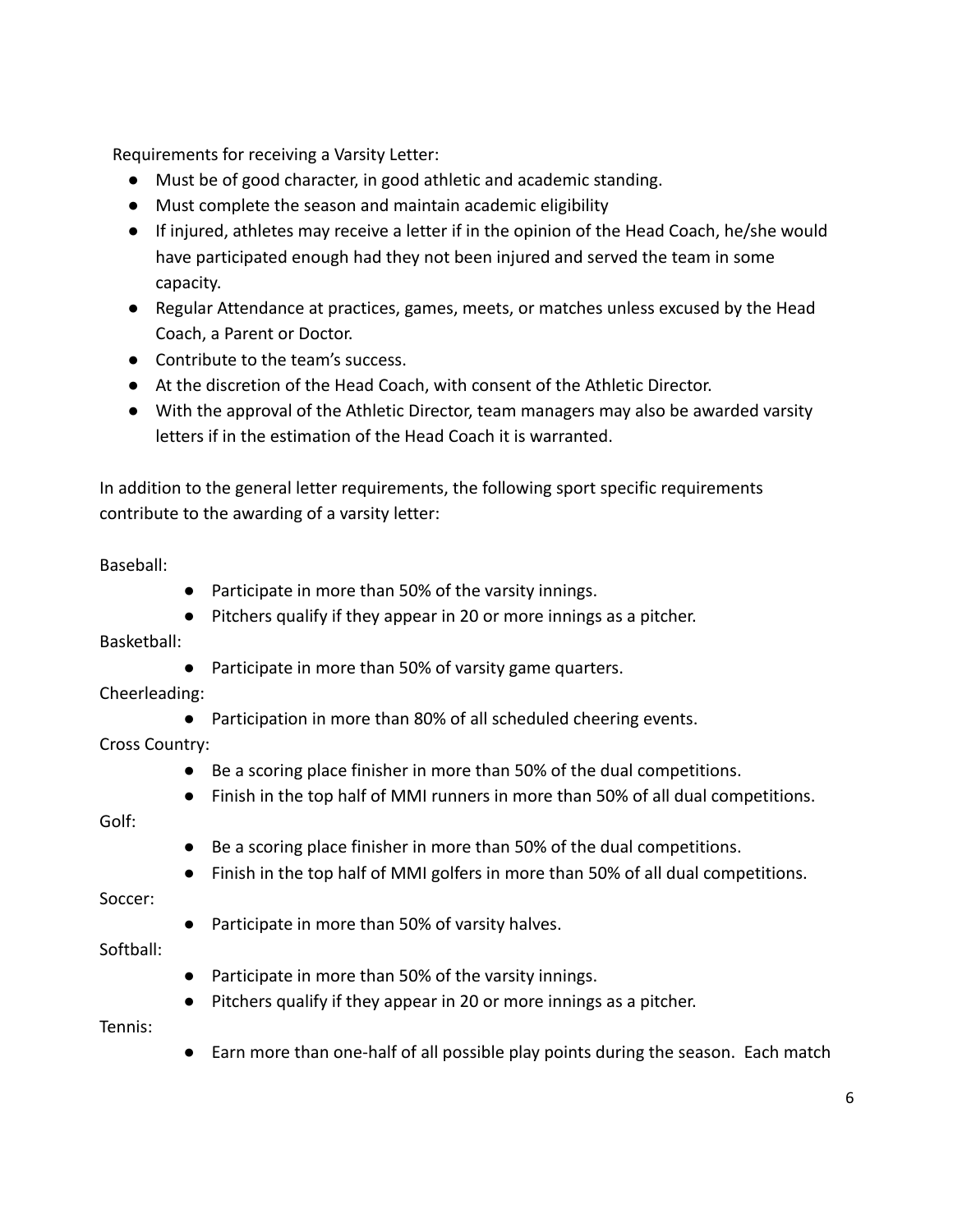Requirements for receiving a Varsity Letter:

- Must be of good character, in good athletic and academic standing.
- Must complete the season and maintain academic eligibility
- If injured, athletes may receive a letter if in the opinion of the Head Coach, he/she would have participated enough had they not been injured and served the team in some capacity.
- Regular Attendance at practices, games, meets, or matches unless excused by the Head Coach, a Parent or Doctor.
- Contribute to the team's success.
- At the discretion of the Head Coach, with consent of the Athletic Director.
- With the approval of the Athletic Director, team managers may also be awarded varsity letters if in the estimation of the Head Coach it is warranted.

In addition to the general letter requirements, the following sport specific requirements contribute to the awarding of a varsity letter:

Baseball:

- Participate in more than 50% of the varsity innings.
- Pitchers qualify if they appear in 20 or more innings as a pitcher.

Basketball:

- Participate in more than 50% of varsity game quarters.

Cheerleading:

- Participation in more than 80% of all scheduled cheering events.

Cross Country:

- Be a scoring place finisher in more than 50% of the dual competitions.
- Finish in the top half of MMI runners in more than 50% of all dual competitions.

Golf:

- Be a scoring place finisher in more than 50% of the dual competitions.
- Finish in the top half of MMI golfers in more than 50% of all dual competitions.

Soccer:

- Participate in more than 50% of varsity halves.

Softball:

- Participate in more than 50% of the varsity innings.
- Pitchers qualify if they appear in 20 or more innings as a pitcher.

Tennis:

- Earn more than one-half of all possible play points during the season. Each match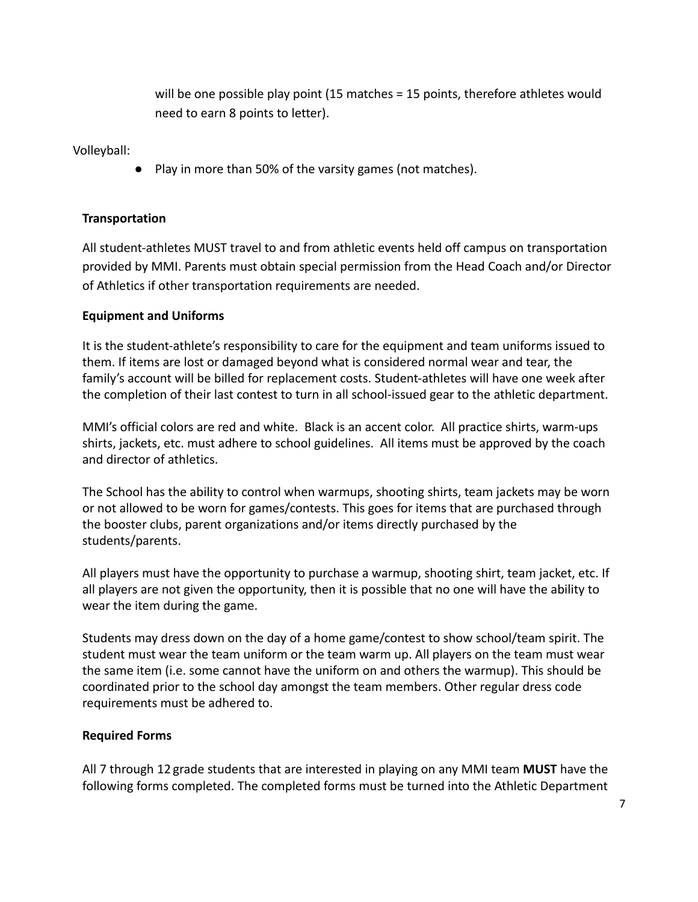will be one possible play point (15 matches = 15 points, therefore athletes would need to earn 8 points to letter).

Volleyball:

- Play in more than 50% of the varsity games (not matches).

**Transportation**

All student-athletes MUST travel to and from athletic events held off campus on transportation provided by MMI. Parents must obtain special permission from the Head Coach and/or Director of Athletics if other transportation requirements are needed.

**Equipment and Uniforms**

It is the student-athlete's responsibility to care for the equipment and team uniforms issued to them. If items are lost or damaged beyond what is considered normal wear and tear, the family's account will be billed for replacement costs. Student-athletes will have one week after the completion of their last contest to turn in all school-issued gear to the athletic department.

MMI's official colors are red and white. Black is an accent color. All practice shirts, warm-ups shirts, jackets, etc. must adhere to school guidelines. All items must be approved by the coach and director of athletics.

The School has the ability to control when warmups, shooting shirts, team jackets may be worn or not allowed to be worn for games/contests. This goes for items that are purchased through the booster clubs, parent organizations and/or items directly purchased by the students/parents.

All players must have the opportunity to purchase a warmup, shooting shirt, team jacket, etc. If all players are not given the opportunity, then it is possible that no one will have the ability to wear the item during the game.

Students may dress down on the day of a home game/contest to show school/team spirit. The student must wear the team uniform or the team warm up. All players on the team must wear the same item (i.e. some cannot have the uniform on and others the warmup). This should be coordinated prior to the school day amongst the team members. Other regular dress code requirements must be adhered to.

**Required Forms**

All 7 through 12 grade students that are interested in playing on any MMI team **MUST** have the following forms completed. The completed forms must be turned into the Athletic Department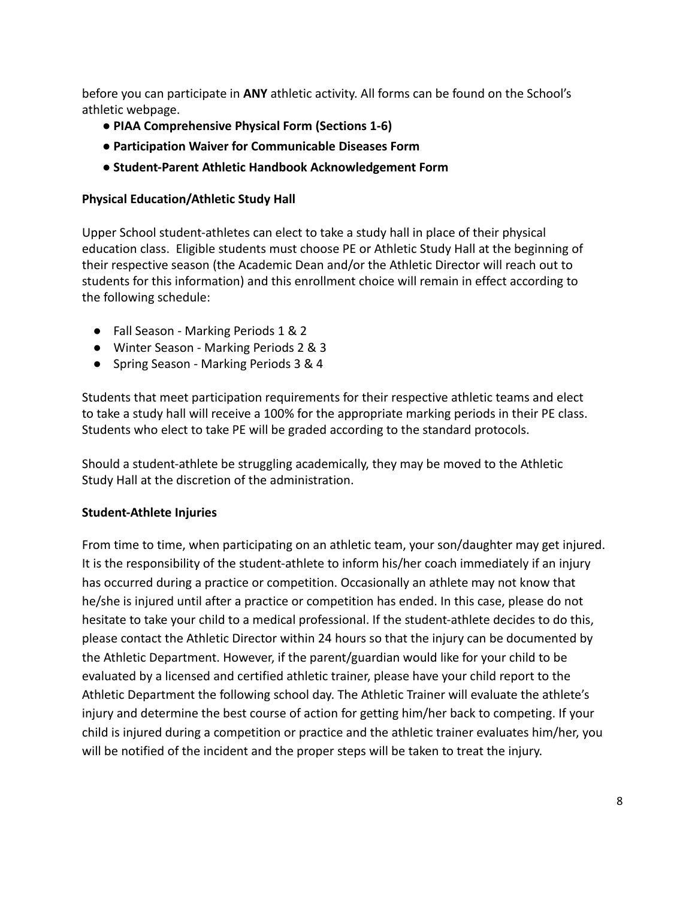before you can participate in **ANY** athletic activity. All forms can be found on the School's athletic webpage.

- **PIAA Comprehensive Physical Form (Sections 1-6)**
- **Participation Waiver for Communicable Diseases Form**
- **Student-Parent Athletic Handbook Acknowledgement Form**

**Physical Education/Athletic Study Hall**

Upper School student-athletes can elect to take a study hall in place of their physical education class. Eligible students must choose PE or Athletic Study Hall at the beginning of their respective season (the Academic Dean and/or the Athletic Director will reach out to students for this information) and this enrollment choice will remain in effect according to the following schedule:

- Fall Season - Marking Periods 1 & 2
- Winter Season - Marking Periods 2 & 3
- Spring Season - Marking Periods 3 & 4

Students that meet participation requirements for their respective athletic teams and elect to take a study hall will receive a 100% for the appropriate marking periods in their PE class. Students who elect to take PE will be graded according to the standard protocols.

Should a student-athlete be struggling academically, they may be moved to the Athletic Study Hall at the discretion of the administration.

**Student-Athlete Injuries**

From time to time, when participating on an athletic team, your son/daughter may get injured. It is the responsibility of the student-athlete to inform his/her coach immediately if an injury has occurred during a practice or competition. Occasionally an athlete may not know that he/she is injured until after a practice or competition has ended. In this case, please do not hesitate to take your child to a medical professional. If the student-athlete decides to do this, please contact the Athletic Director within 24 hours so that the injury can be documented by the Athletic Department. However, if the parent/guardian would like for your child to be evaluated by a licensed and certified athletic trainer, please have your child report to the Athletic Department the following school day. The Athletic Trainer will evaluate the athlete's injury and determine the best course of action for getting him/her back to competing. If your child is injured during a competition or practice and the athletic trainer evaluates him/her, you will be notified of the incident and the proper steps will be taken to treat the injury.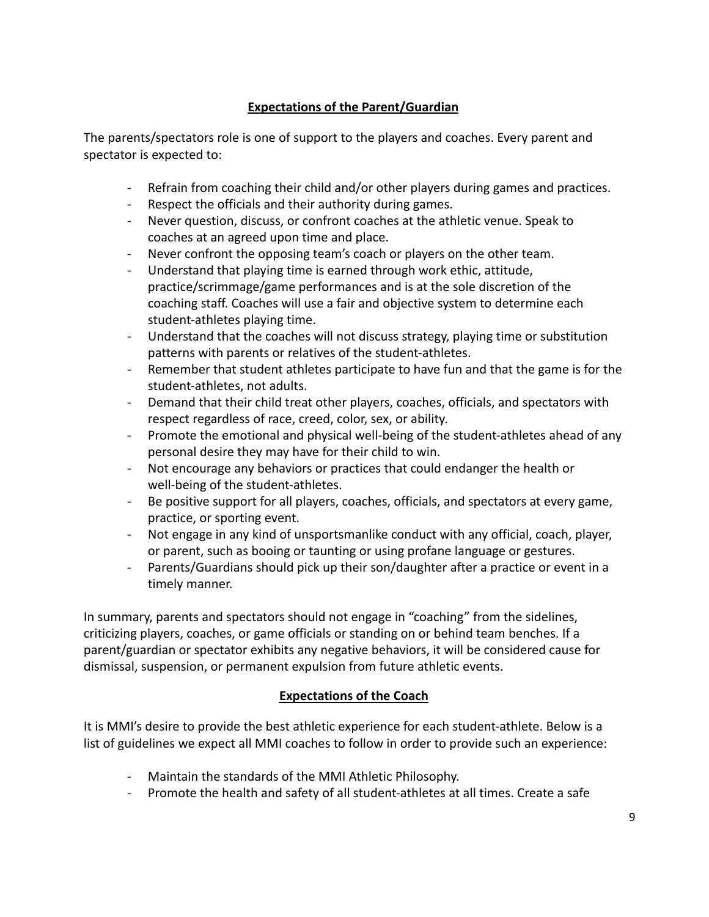## Expectations of the Parent/Guardian

The parents/spectators role is one of support to the players and coaches. Every parent and spectator is expected to:

- Refrain from coaching their child and/or other players during games and practices.
- Respect the officials and their authority during games.
- Never question, discuss, or confront coaches at the athletic venue. Speak to coaches at an agreed upon time and place.
- Never confront the opposing team's coach or players on the other team.
- Understand that playing time is earned through work ethic, attitude, practice/scrimmage/game performances and is at the sole discretion of the coaching staff. Coaches will use a fair and objective system to determine each student-athletes playing time.
- Understand that the coaches will not discuss strategy, playing time or substitution patterns with parents or relatives of the student-athletes.
- Remember that student athletes participate to have fun and that the game is for the student-athletes, not adults.
- Demand that their child treat other players, coaches, officials, and spectators with respect regardless of race, creed, color, sex, or ability.
- Promote the emotional and physical well-being of the student-athletes ahead of any personal desire they may have for their child to win.
- Not encourage any behaviors or practices that could endanger the health or well-being of the student-athletes.
- Be positive support for all players, coaches, officials, and spectators at every game, practice, or sporting event.
- Not engage in any kind of unsportsmanlike conduct with any official, coach, player, or parent, such as booing or taunting or using profane language or gestures.
- Parents/Guardians should pick up their son/daughter after a practice or event in a timely manner.

In summary, parents and spectators should not engage in "coaching" from the sidelines, criticizing players, coaches, or game officials or standing on or behind team benches. If a parent/guardian or spectator exhibits any negative behaviors, it will be considered cause for dismissal, suspension, or permanent expulsion from future athletic events.

## Expectations of the Coach

It is MMI's desire to provide the best athletic experience for each student-athlete. Below is a list of guidelines we expect all MMI coaches to follow in order to provide such an experience:

- Maintain the standards of the MMI Athletic Philosophy.
- Promote the health and safety of all student-athletes at all times. Create a safe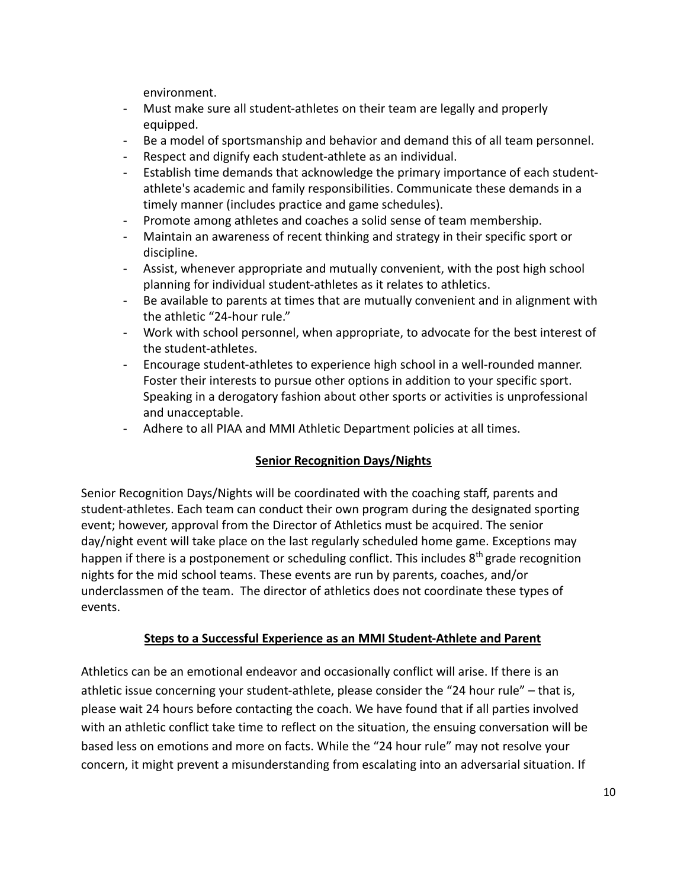environment.

- Must make sure all student-athletes on their team are legally and properly equipped.
- Be a model of sportsmanship and behavior and demand this of all team personnel.
- Respect and dignify each student-athlete as an individual.
- Establish time demands that acknowledge the primary importance of each student-athlete's academic and family responsibilities. Communicate these demands in a timely manner (includes practice and game schedules).
- Promote among athletes and coaches a solid sense of team membership.
- Maintain an awareness of recent thinking and strategy in their specific sport or discipline.
- Assist, whenever appropriate and mutually convenient, with the post high school planning for individual student-athletes as it relates to athletics.
- Be available to parents at times that are mutually convenient and in alignment with the athletic "24-hour rule."
- Work with school personnel, when appropriate, to advocate for the best interest of the student-athletes.
- Encourage student-athletes to experience high school in a well-rounded manner. Foster their interests to pursue other options in addition to your specific sport. Speaking in a derogatory fashion about other sports or activities is unprofessional and unacceptable.
- Adhere to all PIAA and MMI Athletic Department policies at all times.

## Senior Recognition Days/Nights

Senior Recognition Days/Nights will be coordinated with the coaching staff, parents and student-athletes. Each team can conduct their own program during the designated sporting event; however, approval from the Director of Athletics must be acquired. The senior day/night event will take place on the last regularly scheduled home game. Exceptions may happen if there is a postponement or scheduling conflict. This includes 8th grade recognition nights for the mid school teams. These events are run by parents, coaches, and/or underclassmen of the team. The director of athletics does not coordinate these types of events.

## Steps to a Successful Experience as an MMI Student-Athlete and Parent

Athletics can be an emotional endeavor and occasionally conflict will arise. If there is an athletic issue concerning your student-athlete, please consider the "24 hour rule" – that is, please wait 24 hours before contacting the coach. We have found that if all parties involved with an athletic conflict take time to reflect on the situation, the ensuing conversation will be based less on emotions and more on facts. While the "24 hour rule" may not resolve your concern, it might prevent a misunderstanding from escalating into an adversarial situation. If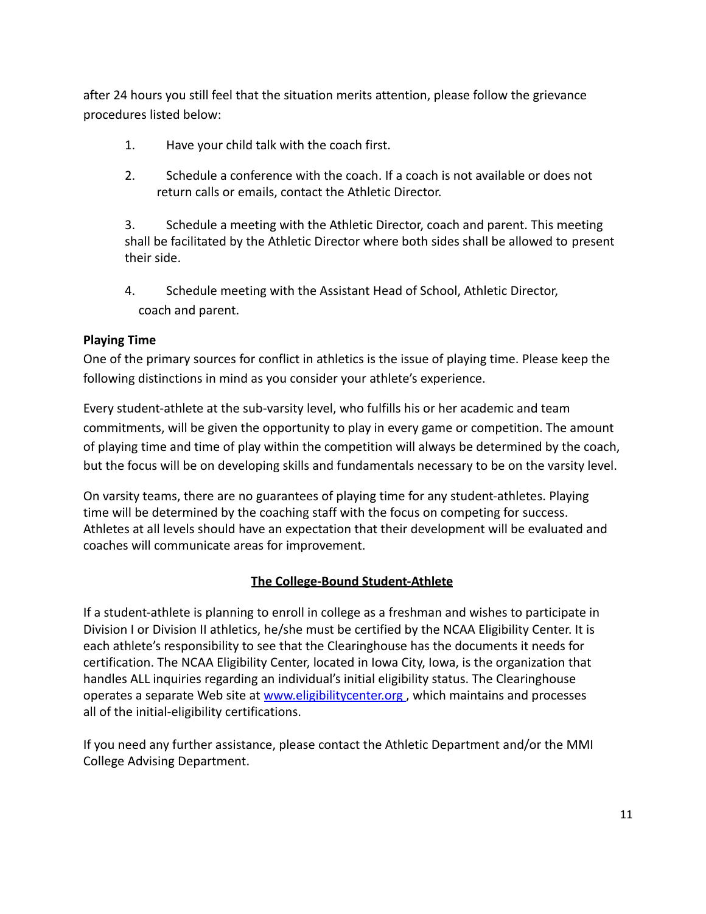after 24 hours you still feel that the situation merits attention, please follow the grievance procedures listed below:

1. Have your child talk with the coach first.
2. Schedule a conference with the coach. If a coach is not available or does not return calls or emails, contact the Athletic Director.
3. Schedule a meeting with the Athletic Director, coach and parent. This meeting shall be facilitated by the Athletic Director where both sides shall be allowed to present their side.
4. Schedule meeting with the Assistant Head of School, Athletic Director, coach and parent.

**Playing Time**

One of the primary sources for conflict in athletics is the issue of playing time. Please keep the following distinctions in mind as you consider your athlete's experience.

Every student-athlete at the sub-varsity level, who fulfills his or her academic and team commitments, will be given the opportunity to play in every game or competition. The amount of playing time and time of play within the competition will always be determined by the coach, but the focus will be on developing skills and fundamentals necessary to be on the varsity level.

On varsity teams, there are no guarantees of playing time for any student-athletes. Playing time will be determined by the coaching staff with the focus on competing for success. Athletes at all levels should have an expectation that their development will be evaluated and coaches will communicate areas for improvement.

## The College-Bound Student-Athlete

If a student-athlete is planning to enroll in college as a freshman and wishes to participate in Division I or Division II athletics, he/she must be certified by the NCAA Eligibility Center. It is each athlete's responsibility to see that the Clearinghouse has the documents it needs for certification. The NCAA Eligibility Center, located in Iowa City, Iowa, is the organization that handles ALL inquiries regarding an individual's initial eligibility status. The Clearinghouse operates a separate Web site at [www.eligibilitycenter.org](http://www.eligibilitycenter.org) , which maintains and processes all of the initial-eligibility certifications.

If you need any further assistance, please contact the Athletic Department and/or the MMI College Advising Department.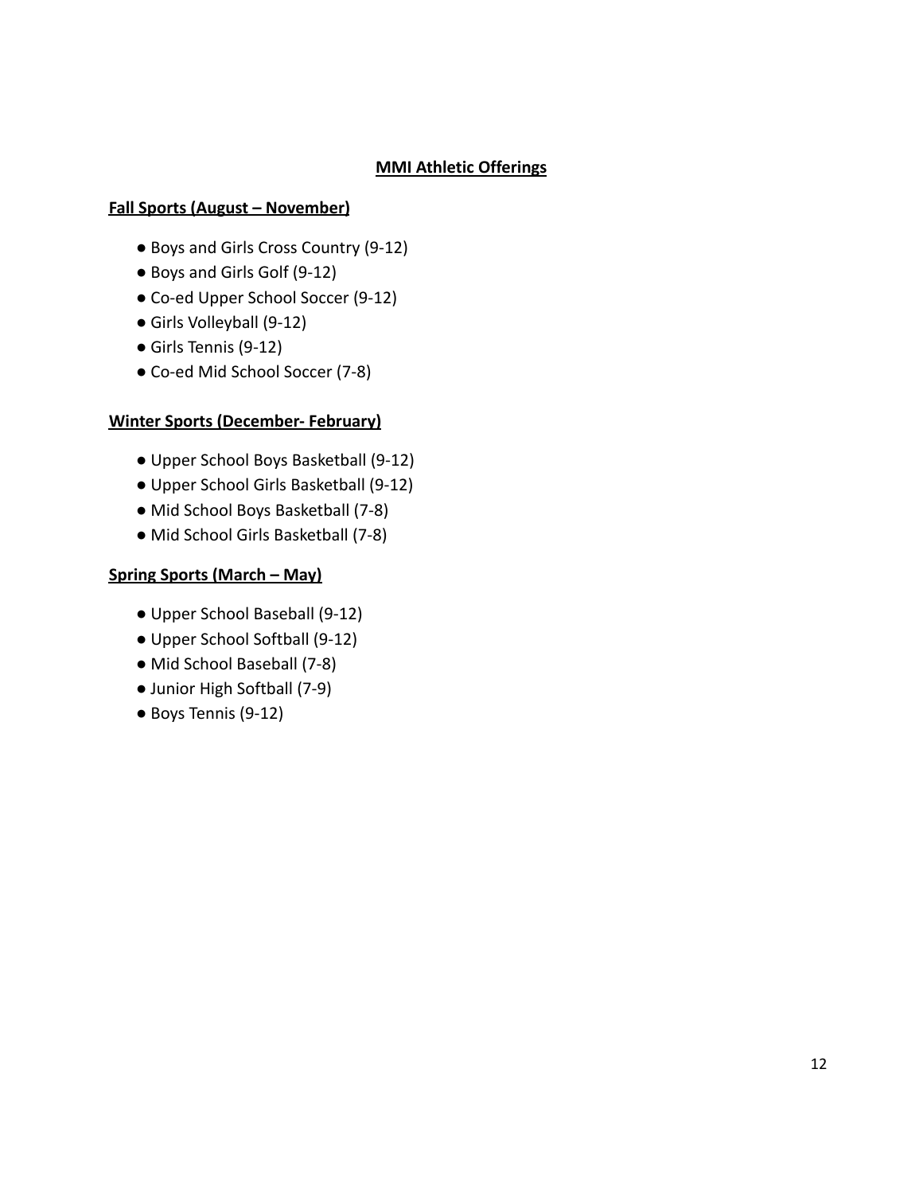## MMI Athletic Offerings

### Fall Sports (August – November)

- Boys and Girls Cross Country (9-12)
- Boys and Girls Golf (9-12)
- Co-ed Upper School Soccer (9-12)
- Girls Volleyball (9-12)
- Girls Tennis (9-12)
- Co-ed Mid School Soccer (7-8)

### Winter Sports (December- February)

- Upper School Boys Basketball (9-12)
- Upper School Girls Basketball (9-12)
- Mid School Boys Basketball (7-8)
- Mid School Girls Basketball (7-8)

### Spring Sports (March – May)

- Upper School Baseball (9-12)
- Upper School Softball (9-12)
- Mid School Baseball (7-8)
- Junior High Softball (7-9)
- Boys Tennis (9-12)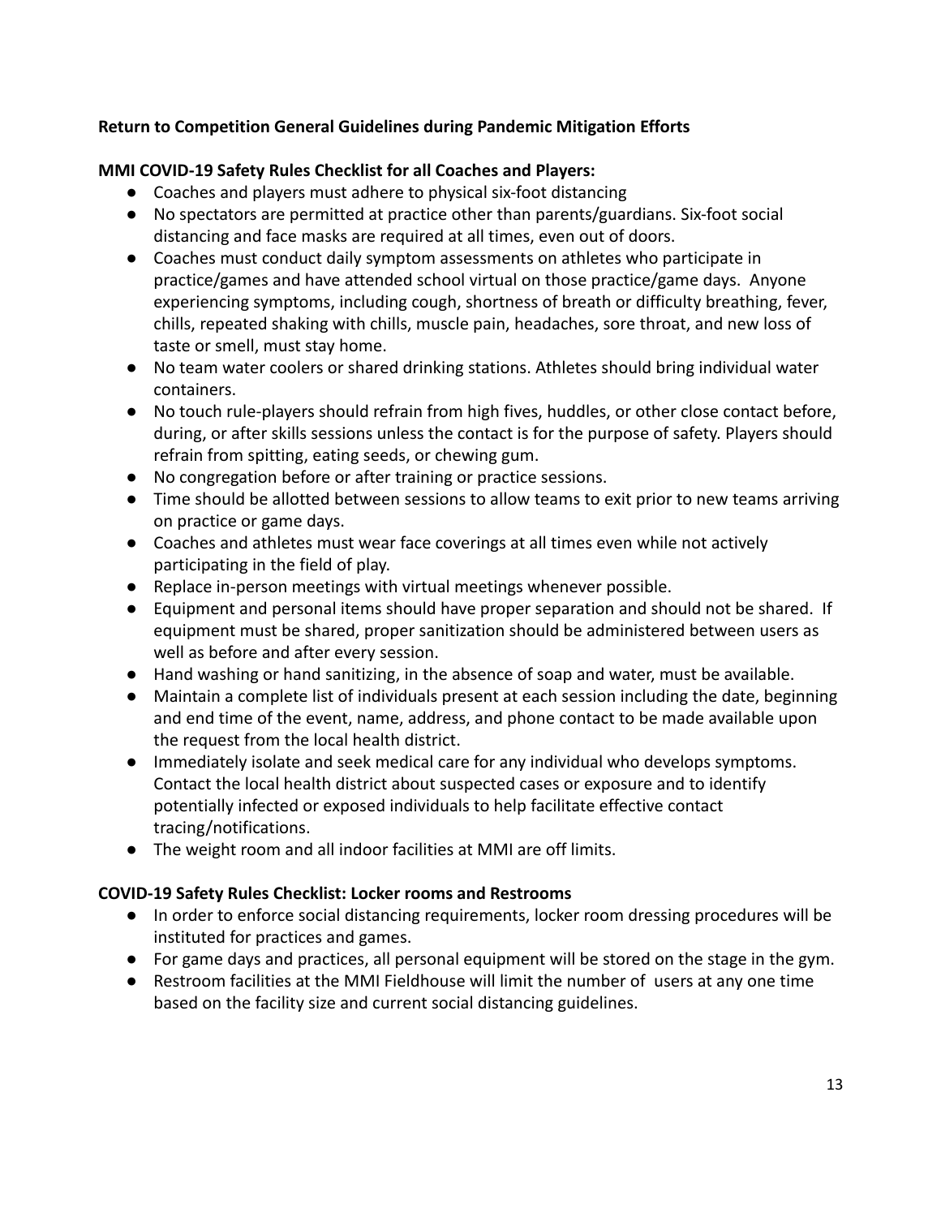**Return to Competition General Guidelines during Pandemic Mitigation Efforts**

**MMI COVID-19 Safety Rules Checklist for all Coaches and Players:**

- Coaches and players must adhere to physical six-foot distancing
- No spectators are permitted at practice other than parents/guardians. Six-foot social distancing and face masks are required at all times, even out of doors.
- Coaches must conduct daily symptom assessments on athletes who participate in practice/games and have attended school virtual on those practice/game days. Anyone experiencing symptoms, including cough, shortness of breath or difficulty breathing, fever, chills, repeated shaking with chills, muscle pain, headaches, sore throat, and new loss of taste or smell, must stay home.
- No team water coolers or shared drinking stations. Athletes should bring individual water containers.
- No touch rule-players should refrain from high fives, huddles, or other close contact before, during, or after skills sessions unless the contact is for the purpose of safety. Players should refrain from spitting, eating seeds, or chewing gum.
- No congregation before or after training or practice sessions.
- Time should be allotted between sessions to allow teams to exit prior to new teams arriving on practice or game days.
- Coaches and athletes must wear face coverings at all times even while not actively participating in the field of play.
- Replace in-person meetings with virtual meetings whenever possible.
- Equipment and personal items should have proper separation and should not be shared. If equipment must be shared, proper sanitization should be administered between users as well as before and after every session.
- Hand washing or hand sanitizing, in the absence of soap and water, must be available.
- Maintain a complete list of individuals present at each session including the date, beginning and end time of the event, name, address, and phone contact to be made available upon the request from the local health district.
- Immediately isolate and seek medical care for any individual who develops symptoms. Contact the local health district about suspected cases or exposure and to identify potentially infected or exposed individuals to help facilitate effective contact tracing/notifications.
- The weight room and all indoor facilities at MMI are off limits.

**COVID-19 Safety Rules Checklist: Locker rooms and Restrooms**

- In order to enforce social distancing requirements, locker room dressing procedures will be instituted for practices and games.
- For game days and practices, all personal equipment will be stored on the stage in the gym.
- Restroom facilities at the MMI Fieldhouse will limit the number of users at any one time based on the facility size and current social distancing guidelines.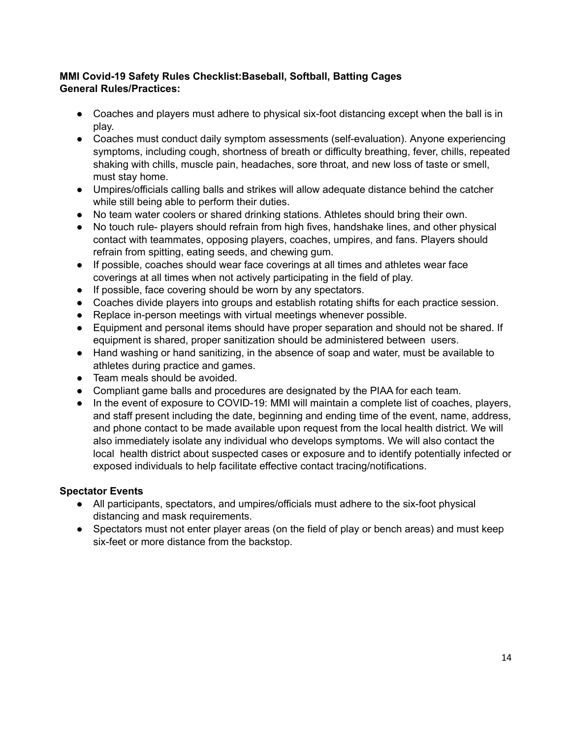**MMI Covid-19 Safety Rules Checklist:Baseball, Softball, Batting Cages**
**General Rules/Practices:**

- Coaches and players must adhere to physical six-foot distancing except when the ball is in play.
- Coaches must conduct daily symptom assessments (self-evaluation). Anyone experiencing symptoms, including cough, shortness of breath or difficulty breathing, fever, chills, repeated shaking with chills, muscle pain, headaches, sore throat, and new loss of taste or smell, must stay home.
- Umpires/officials calling balls and strikes will allow adequate distance behind the catcher while still being able to perform their duties.
- No team water coolers or shared drinking stations. Athletes should bring their own.
- No touch rule- players should refrain from high fives, handshake lines, and other physical contact with teammates, opposing players, coaches, umpires, and fans. Players should refrain from spitting, eating seeds, and chewing gum.
- If possible, coaches should wear face coverings at all times and athletes wear face coverings at all times when not actively participating in the field of play.
- If possible, face covering should be worn by any spectators.
- Coaches divide players into groups and establish rotating shifts for each practice session.
- Replace in-person meetings with virtual meetings whenever possible.
- Equipment and personal items should have proper separation and should not be shared. If equipment is shared, proper sanitization should be administered between users.
- Hand washing or hand sanitizing, in the absence of soap and water, must be available to athletes during practice and games.
- Team meals should be avoided.
- Compliant game balls and procedures are designated by the PIAA for each team.
- In the event of exposure to COVID-19: MMI will maintain a complete list of coaches, players, and staff present including the date, beginning and ending time of the event, name, address, and phone contact to be made available upon request from the local health district. We will also immediately isolate any individual who develops symptoms. We will also contact the local health district about suspected cases or exposure and to identify potentially infected or exposed individuals to help facilitate effective contact tracing/notifications.

**Spectator Events**

- All participants, spectators, and umpires/officials must adhere to the six-foot physical distancing and mask requirements.
- Spectators must not enter player areas (on the field of play or bench areas) and must keep six-feet or more distance from the backstop.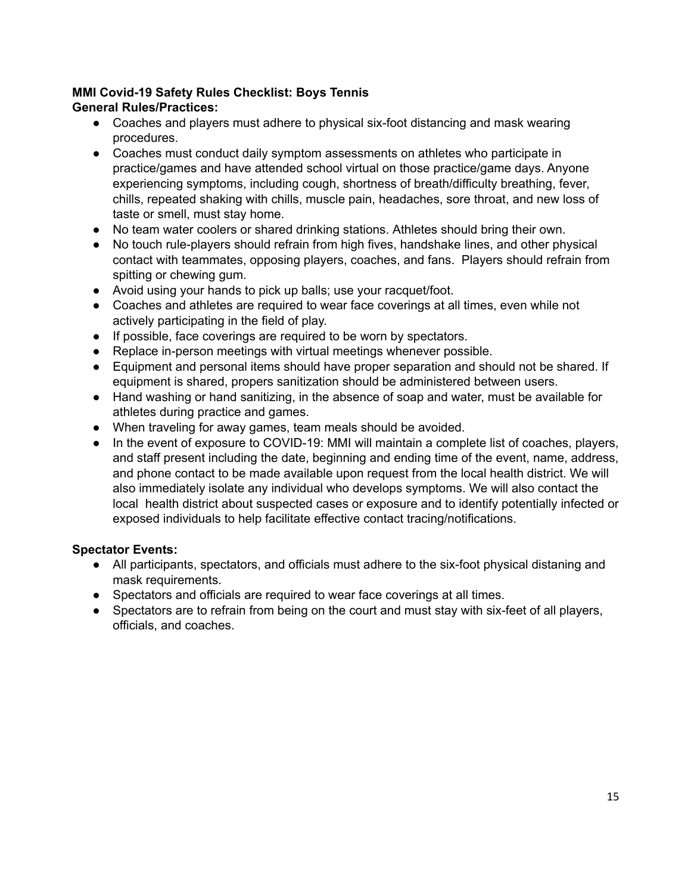**MMI Covid-19 Safety Rules Checklist: Boys Tennis**

**General Rules/Practices:**

- Coaches and players must adhere to physical six-foot distancing and mask wearing procedures.
- Coaches must conduct daily symptom assessments on athletes who participate in practice/games and have attended school virtual on those practice/game days. Anyone experiencing symptoms, including cough, shortness of breath/difficulty breathing, fever, chills, repeated shaking with chills, muscle pain, headaches, sore throat, and new loss of taste or smell, must stay home.
- No team water coolers or shared drinking stations. Athletes should bring their own.
- No touch rule-players should refrain from high fives, handshake lines, and other physical contact with teammates, opposing players, coaches, and fans. Players should refrain from spitting or chewing gum.
- Avoid using your hands to pick up balls; use your racquet/foot.
- Coaches and athletes are required to wear face coverings at all times, even while not actively participating in the field of play.
- If possible, face coverings are required to be worn by spectators.
- Replace in-person meetings with virtual meetings whenever possible.
- Equipment and personal items should have proper separation and should not be shared. If equipment is shared, propers sanitization should be administered between users.
- Hand washing or hand sanitizing, in the absence of soap and water, must be available for athletes during practice and games.
- When traveling for away games, team meals should be avoided.
- In the event of exposure to COVID-19: MMI will maintain a complete list of coaches, players, and staff present including the date, beginning and ending time of the event, name, address, and phone contact to be made available upon request from the local health district. We will also immediately isolate any individual who develops symptoms. We will also contact the local health district about suspected cases or exposure and to identify potentially infected or exposed individuals to help facilitate effective contact tracing/notifications.

**Spectator Events:**

- All participants, spectators, and officials must adhere to the six-foot physical distaning and mask requirements.
- Spectators and officials are required to wear face coverings at all times.
- Spectators are to refrain from being on the court and must stay with six-feet of all players, officials, and coaches.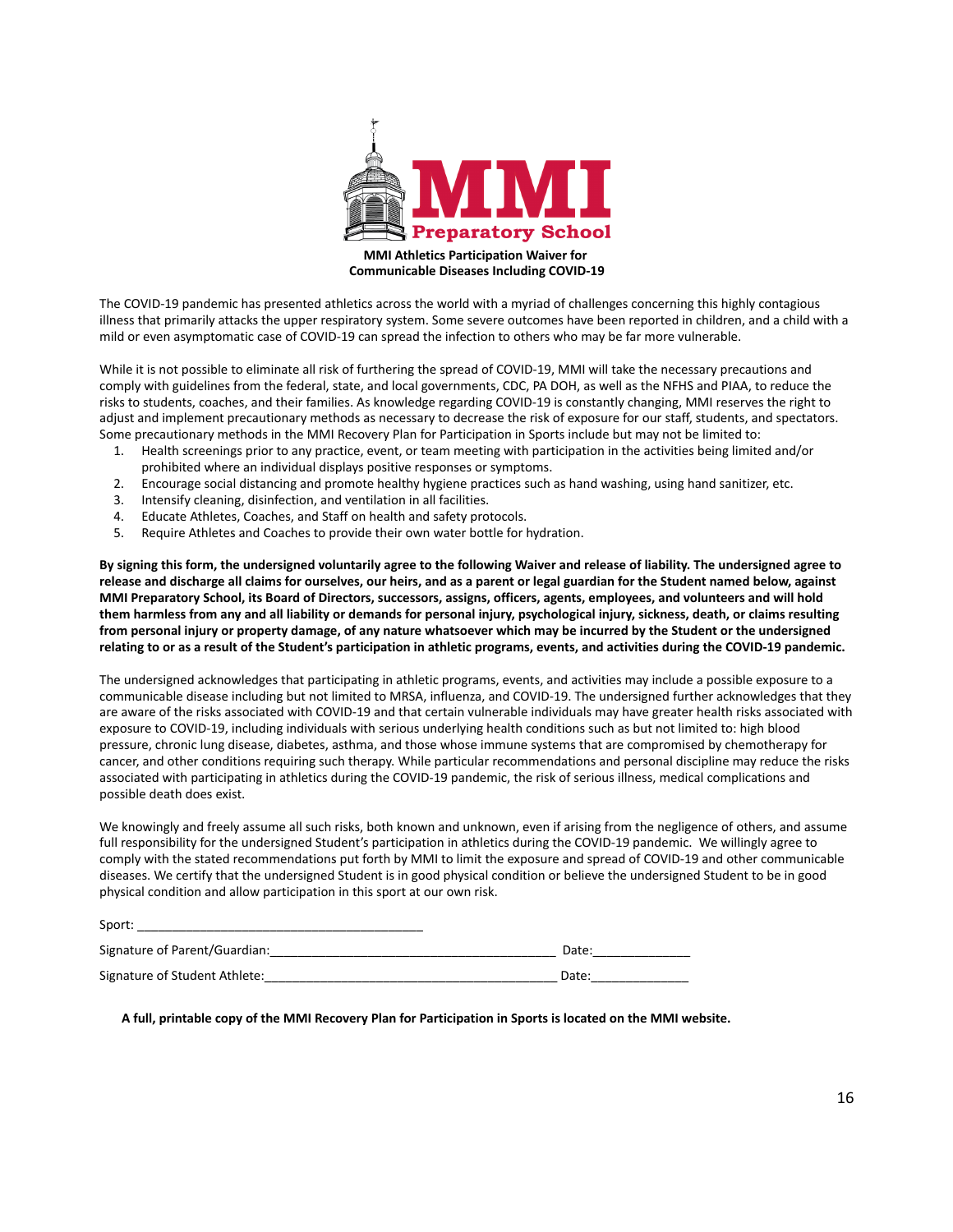**MMI Preparatory School**

**MMI Athletics Participation Waiver for Communicable Diseases Including COVID-19**

The COVID-19 pandemic has presented athletics across the world with a myriad of challenges concerning this highly contagious illness that primarily attacks the upper respiratory system. Some severe outcomes have been reported in children, and a child with a mild or even asymptomatic case of COVID-19 can spread the infection to others who may be far more vulnerable.

While it is not possible to eliminate all risk of furthering the spread of COVID-19, MMI will take the necessary precautions and comply with guidelines from the federal, state, and local governments, CDC, PA DOH, as well as the NFHS and PIAA, to reduce the risks to students, coaches, and their families. As knowledge regarding COVID-19 is constantly changing, MMI reserves the right to adjust and implement precautionary methods as necessary to decrease the risk of exposure for our staff, students, and spectators. Some precautionary methods in the MMI Recovery Plan for Participation in Sports include but may not be limited to:

1. Health screenings prior to any practice, event, or team meeting with participation in the activities being limited and/or prohibited where an individual displays positive responses or symptoms.
2. Encourage social distancing and promote healthy hygiene practices such as hand washing, using hand sanitizer, etc.
3. Intensify cleaning, disinfection, and ventilation in all facilities.
4. Educate Athletes, Coaches, and Staff on health and safety protocols.
5. Require Athletes and Coaches to provide their own water bottle for hydration.

**By signing this form, the undersigned voluntarily agree to the following Waiver and release of liability. The undersigned agree to release and discharge all claims for ourselves, our heirs, and as a parent or legal guardian for the Student named below, against MMI Preparatory School, its Board of Directors, successors, assigns, officers, agents, employees, and volunteers and will hold them harmless from any and all liability or demands for personal injury, psychological injury, sickness, death, or claims resulting from personal injury or property damage, of any nature whatsoever which may be incurred by the Student or the undersigned relating to or as a result of the Student's participation in athletic programs, events, and activities during the COVID-19 pandemic.**

The undersigned acknowledges that participating in athletic programs, events, and activities may include a possible exposure to a communicable disease including but not limited to MRSA, influenza, and COVID-19. The undersigned further acknowledges that they are aware of the risks associated with COVID-19 and that certain vulnerable individuals may have greater health risks associated with exposure to COVID-19, including individuals with serious underlying health conditions such as but not limited to: high blood pressure, chronic lung disease, diabetes, asthma, and those whose immune systems that are compromised by chemotherapy for cancer, and other conditions requiring such therapy. While particular recommendations and personal discipline may reduce the risks associated with participating in athletics during the COVID-19 pandemic, the risk of serious illness, medical complications and possible death does exist.

We knowingly and freely assume all such risks, both known and unknown, even if arising from the negligence of others, and assume full responsibility for the undersigned Student's participation in athletics during the COVID-19 pandemic. We willingly agree to comply with the stated recommendations put forth by MMI to limit the exposure and spread of COVID-19 and other communicable diseases. We certify that the undersigned Student is in good physical condition or believe the undersigned Student to be in good physical condition and allow participation in this sport at our own risk.

Sport: ________________________________________

Signature of Parent/Guardian:________________________________________ Date:_____________

Signature of Student Athlete:________________________________________ Date:_____________

**A full, printable copy of the MMI Recovery Plan for Participation in Sports is located on the MMI website.**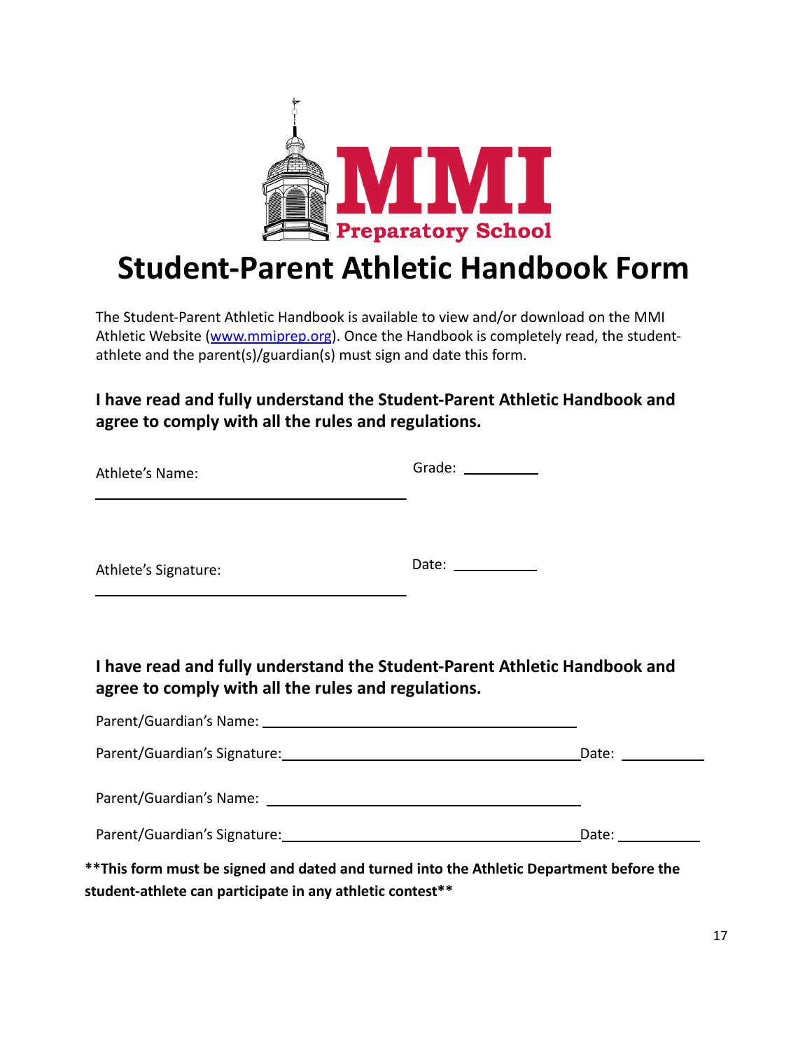MMI Preparatory School

# Student-Parent Athletic Handbook Form

The Student-Parent Athletic Handbook is available to view and/or download on the MMI Athletic Website (www.mmiprep.org). Once the Handbook is completely read, the student-athlete and the parent(s)/guardian(s) must sign and date this form.

**I have read and fully understand the Student-Parent Athletic Handbook and agree to comply with all the rules and regulations.**

Athlete's Name: ______________________________ Grade: __________

Athlete's Signature: ______________________________ Date: __________

**I have read and fully understand the Student-Parent Athletic Handbook and agree to comply with all the rules and regulations.**

Parent/Guardian's Name: ______________________________

Parent/Guardian's Signature: ______________________________ Date: __________

Parent/Guardian's Name: ______________________________

Parent/Guardian's Signature: ______________________________ Date: __________

**\*\*This form must be signed and dated and turned into the Athletic Department before the student-athlete can participate in any athletic contest\*\***